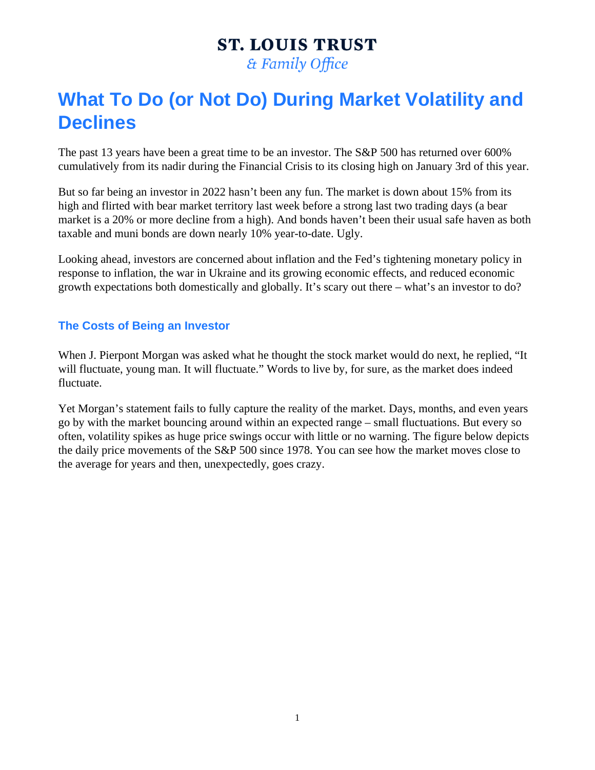ST. LOUIS TRUST
*& Family Office*

# What To Do (or Not Do) During Market Volatility and Declines

The past 13 years have been a great time to be an investor. The S&P 500 has returned over 600% cumulatively from its nadir during the Financial Crisis to its closing high on January 3rd of this year.

But so far being an investor in 2022 hasn't been any fun. The market is down about 15% from its high and flirted with bear market territory last week before a strong last two trading days (a bear market is a 20% or more decline from a high). And bonds haven't been their usual safe haven as both taxable and muni bonds are down nearly 10% year-to-date. Ugly.

Looking ahead, investors are concerned about inflation and the Fed's tightening monetary policy in response to inflation, the war in Ukraine and its growing economic effects, and reduced economic growth expectations both domestically and globally. It's scary out there – what's an investor to do?

## The Costs of Being an Investor

When J. Pierpont Morgan was asked what he thought the stock market would do next, he replied, "It will fluctuate, young man. It will fluctuate." Words to live by, for sure, as the market does indeed fluctuate.

Yet Morgan's statement fails to fully capture the reality of the market. Days, months, and even years go by with the market bouncing around within an expected range – small fluctuations. But every so often, volatility spikes as huge price swings occur with little or no warning. The figure below depicts the daily price movements of the S&P 500 since 1978. You can see how the market moves close to the average for years and then, unexpectedly, goes crazy.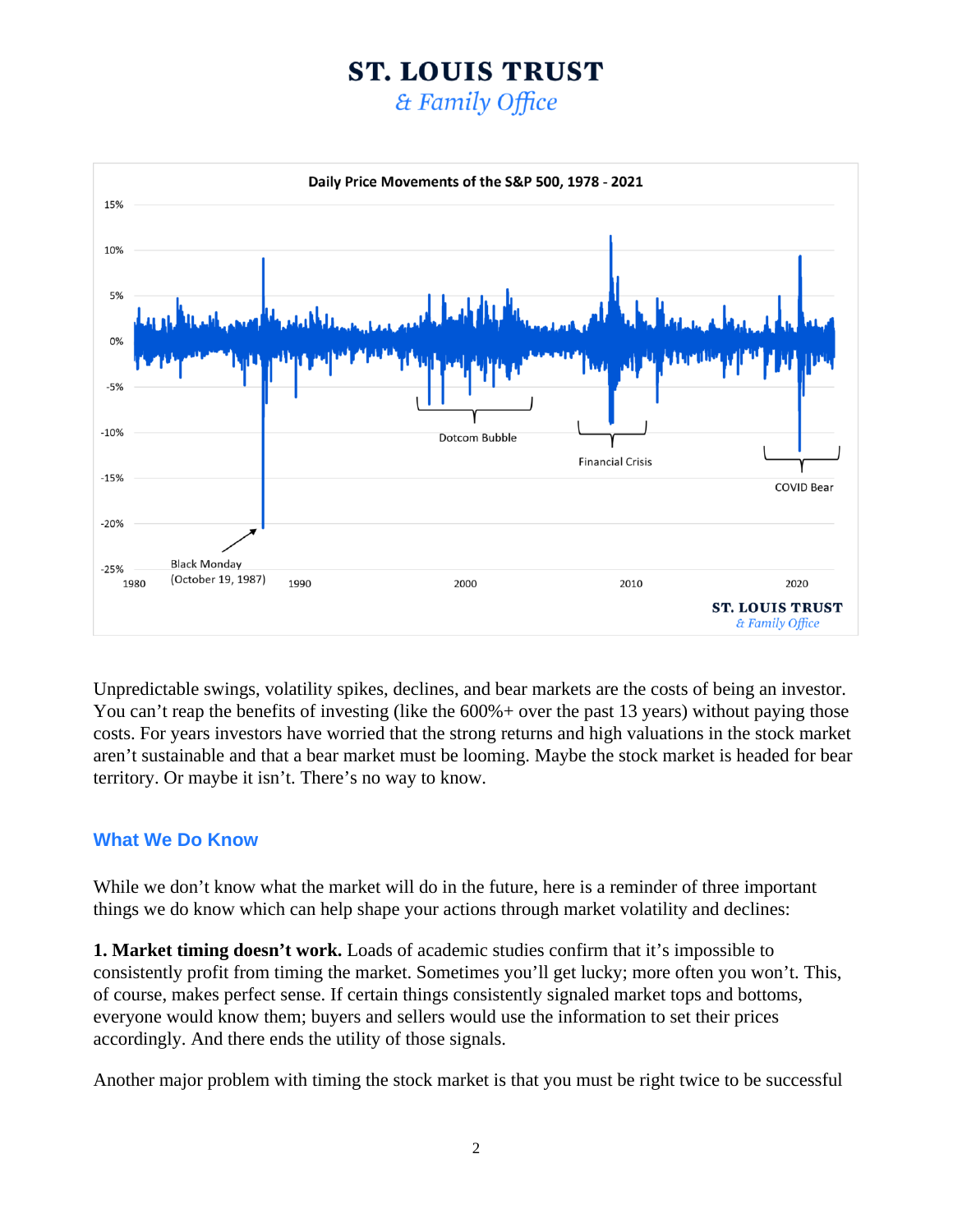Unpredictable swings, volatility spikes, declines, and bear markets are the costs of being an investor. You can't reap the benefits of investing (like the 600%+ over the past 13 years) without paying those costs. For years investors have worried that the strong returns and high valuations in the stock market aren't sustainable and that a bear market must be looming. Maybe the stock market is headed for bear territory. Or maybe it isn't. There's no way to know.

## What We Do Know

While we don't know what the market will do in the future, here is a reminder of three important things we do know which can help shape your actions through market volatility and declines:

**1. Market timing doesn't work.** Loads of academic studies confirm that it's impossible to consistently profit from timing the market. Sometimes you'll get lucky; more often you won't. This, of course, makes perfect sense. If certain things consistently signaled market tops and bottoms, everyone would know them; buyers and sellers would use the information to set their prices accordingly. And there ends the utility of those signals.

Another major problem with timing the stock market is that you must be right twice to be successful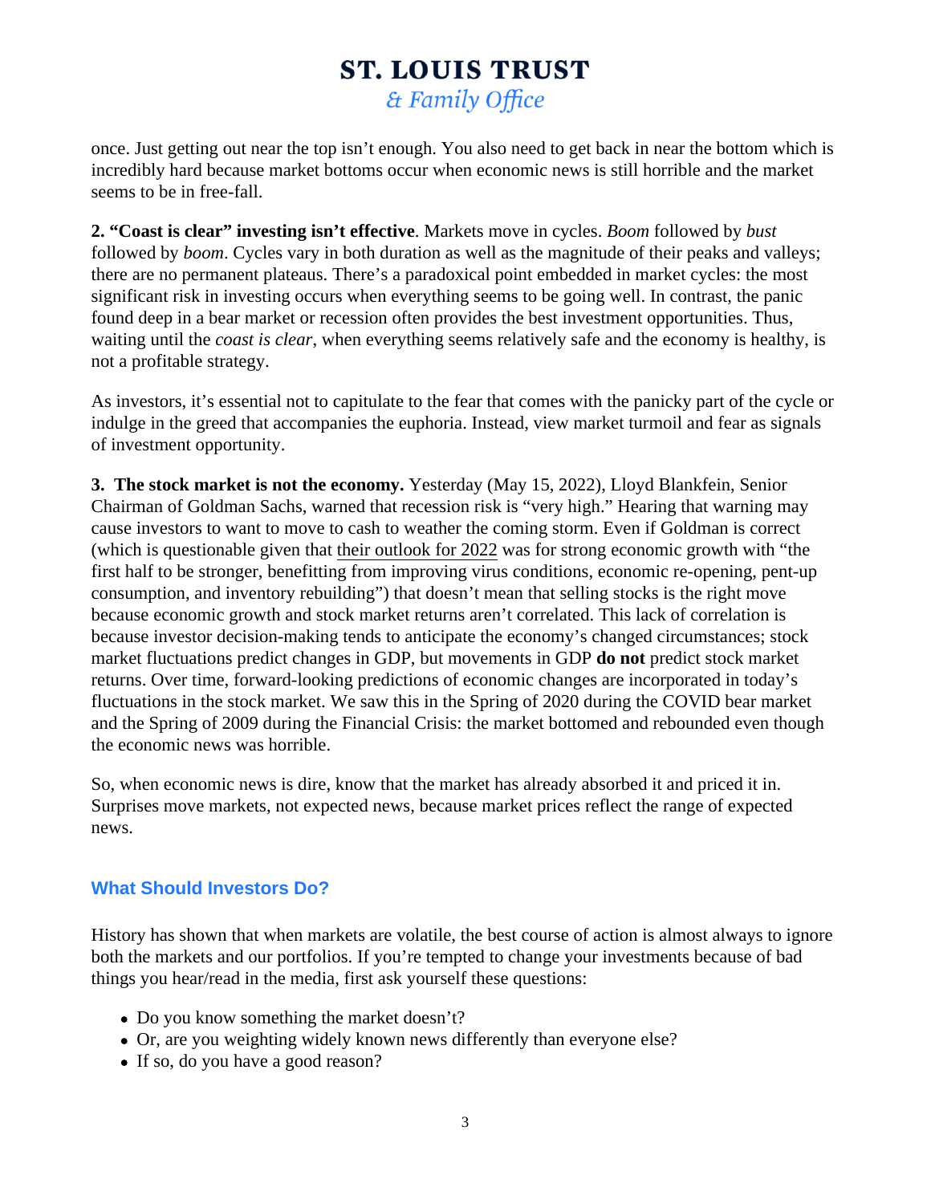once. Just getting out near the top isn't enough. You also need to get back in near the bottom which is incredibly hard because market bottoms occur when economic news is still horrible and the market seems to be in free-fall.

**2. "Coast is clear" investing isn't effective**. Markets move in cycles. *Boom* followed by *bust* followed by *boom*. Cycles vary in both duration as well as the magnitude of their peaks and valleys; there are no permanent plateaus. There's a paradoxical point embedded in market cycles: the most significant risk in investing occurs when everything seems to be going well. In contrast, the panic found deep in a bear market or recession often provides the best investment opportunities. Thus, waiting until the *coast is clear*, when everything seems relatively safe and the economy is healthy, is not a profitable strategy.

As investors, it's essential not to capitulate to the fear that comes with the panicky part of the cycle or indulge in the greed that accompanies the euphoria. Instead, view market turmoil and fear as signals of investment opportunity.

**3. The stock market is not the economy.** Yesterday (May 15, 2022), Lloyd Blankfein, Senior Chairman of Goldman Sachs, warned that recession risk is "very high." Hearing that warning may cause investors to want to move to cash to weather the coming storm. Even if Goldman is correct (which is questionable given that their outlook for 2022 was for strong economic growth with "the first half to be stronger, benefitting from improving virus conditions, economic re-opening, pent-up consumption, and inventory rebuilding") that doesn't mean that selling stocks is the right move because economic growth and stock market returns aren't correlated. This lack of correlation is because investor decision-making tends to anticipate the economy's changed circumstances; stock market fluctuations predict changes in GDP, but movements in GDP **do not** predict stock market returns. Over time, forward-looking predictions of economic changes are incorporated in today's fluctuations in the stock market. We saw this in the Spring of 2020 during the COVID bear market and the Spring of 2009 during the Financial Crisis: the market bottomed and rebounded even though the economic news was horrible.

So, when economic news is dire, know that the market has already absorbed it and priced it in. Surprises move markets, not expected news, because market prices reflect the range of expected news.

## What Should Investors Do?

History has shown that when markets are volatile, the best course of action is almost always to ignore both the markets and our portfolios. If you're tempted to change your investments because of bad things you hear/read in the media, first ask yourself these questions:

- Do you know something the market doesn't?
- Or, are you weighting widely known news differently than everyone else?
- If so, do you have a good reason?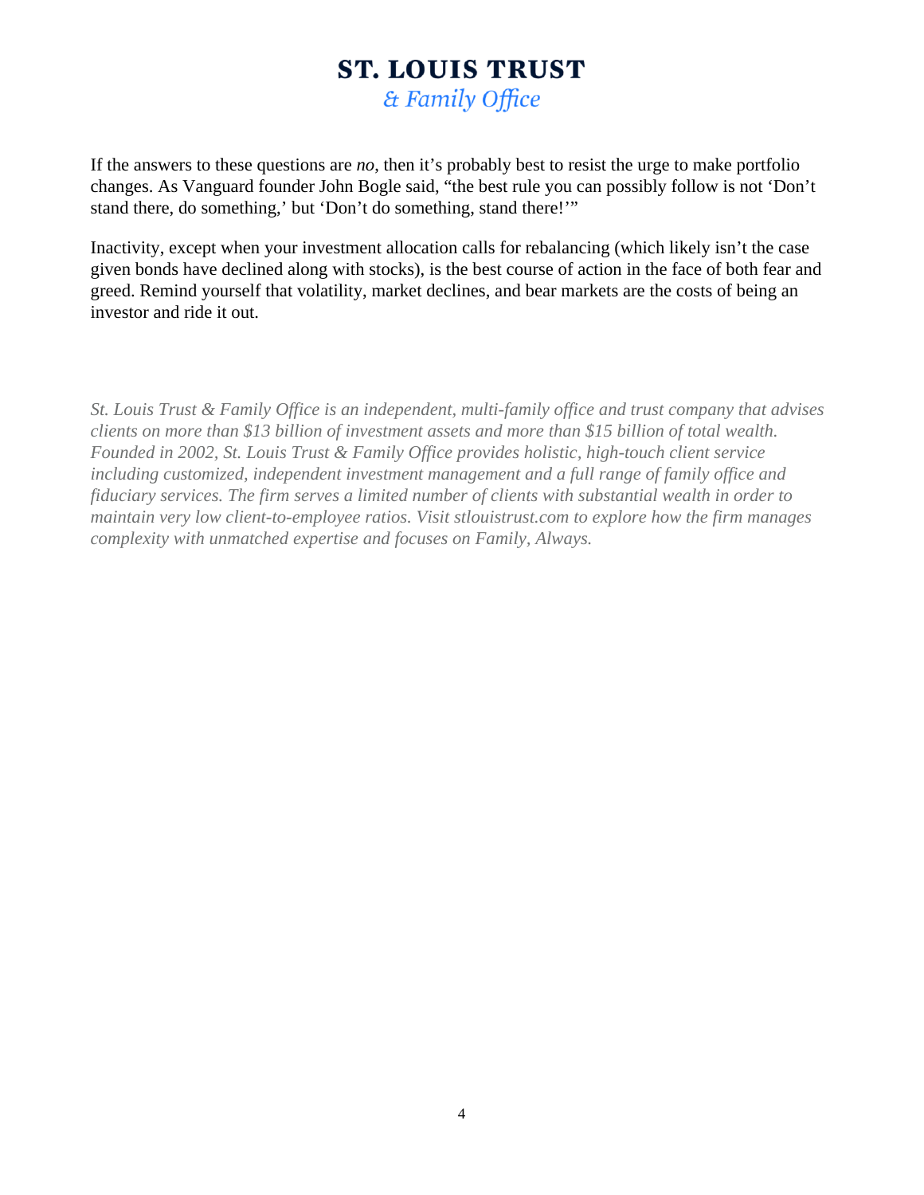If the answers to these questions are *no*, then it's probably best to resist the urge to make portfolio changes. As Vanguard founder John Bogle said, "the best rule you can possibly follow is not 'Don't stand there, do something,' but 'Don't do something, stand there!'"

Inactivity, except when your investment allocation calls for rebalancing (which likely isn't the case given bonds have declined along with stocks), is the best course of action in the face of both fear and greed. Remind yourself that volatility, market declines, and bear markets are the costs of being an investor and ride it out.

*St. Louis Trust & Family Office is an independent, multi-family office and trust company that advises clients on more than $13 billion of investment assets and more than $15 billion of total wealth. Founded in 2002, St. Louis Trust & Family Office provides holistic, high-touch client service including customized, independent investment management and a full range of family office and fiduciary services. The firm serves a limited number of clients with substantial wealth in order to maintain very low client-to-employee ratios. Visit stlouistrust.com to explore how the firm manages complexity with unmatched expertise and focuses on Family, Always.*